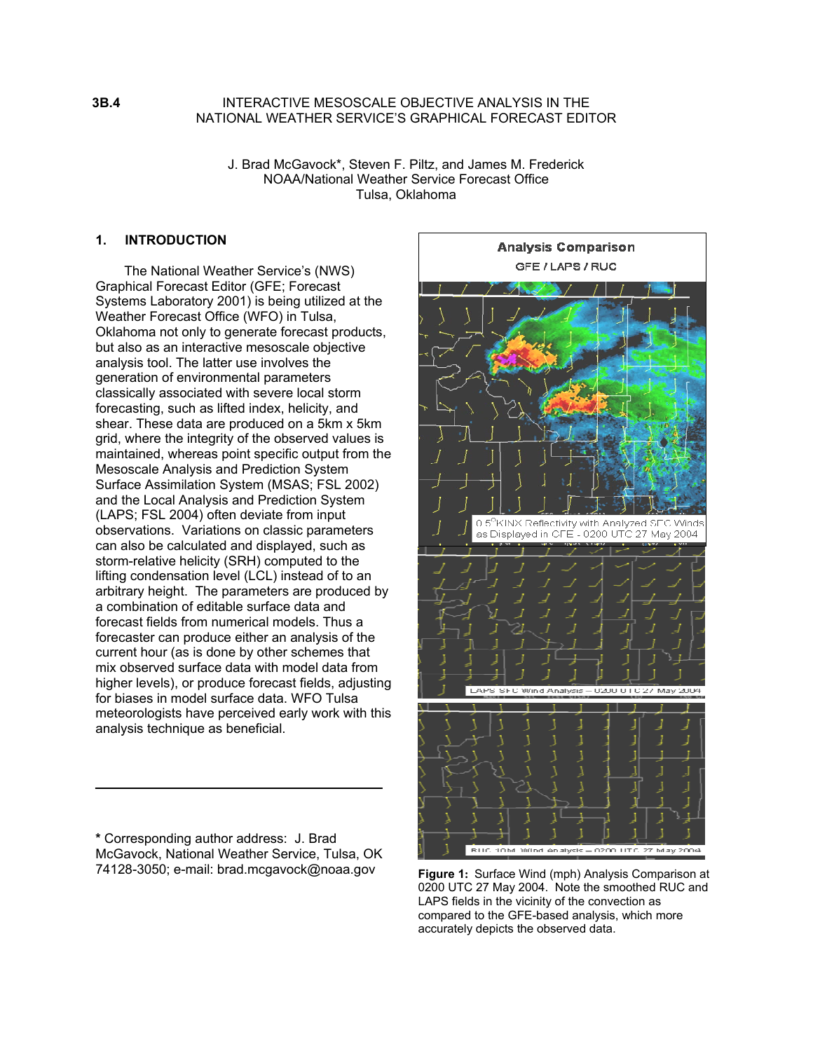**3B.4** INTERACTIVE MESOSCALE OBJECTIVE ANALYSIS IN THE NATIONAL WEATHER SERVICE'S GRAPHICAL FORECAST EDITOR

J. Brad McGavock*, Steven F. Piltz, and James M. Frederick
NOAA/National Weather Service Forecast Office
Tulsa, Oklahoma

## 1. INTRODUCTION

The National Weather Service's (NWS) Graphical Forecast Editor (GFE; Forecast Systems Laboratory 2001) is being utilized at the Weather Forecast Office (WFO) in Tulsa, Oklahoma not only to generate forecast products, but also as an interactive mesoscale objective analysis tool. The latter use involves the generation of environmental parameters classically associated with severe local storm forecasting, such as lifted index, helicity, and shear. These data are produced on a 5km x 5km grid, where the integrity of the observed values is maintained, whereas point specific output from the Mesoscale Analysis and Prediction System Surface Assimilation System (MSAS; FSL 2002) and the Local Analysis and Prediction System (LAPS; FSL 2004) often deviate from input observations. Variations on classic parameters can also be calculated and displayed, such as storm-relative helicity (SRH) computed to the lifting condensation level (LCL) instead of to an arbitrary height. The parameters are produced by a combination of editable surface data and forecast fields from numerical models. Thus a forecaster can produce either an analysis of the current hour (as is done by other schemes that mix observed surface data with model data from higher levels), or produce forecast fields, adjusting for biases in model surface data. WFO Tulsa meteorologists have perceived early work with this analysis technique as beneficial.

**Figure 1:** Surface Wind (mph) Analysis Comparison at 0200 UTC 27 May 2004. Note the smoothed RUC and LAPS fields in the vicinity of the convection as compared to the GFE-based analysis, which more accurately depicts the observed data.

---

**\*** Corresponding author address: J. Brad McGavock, National Weather Service, Tulsa, OK 74128-3050; e-mail: brad.mcgavock@noaa.gov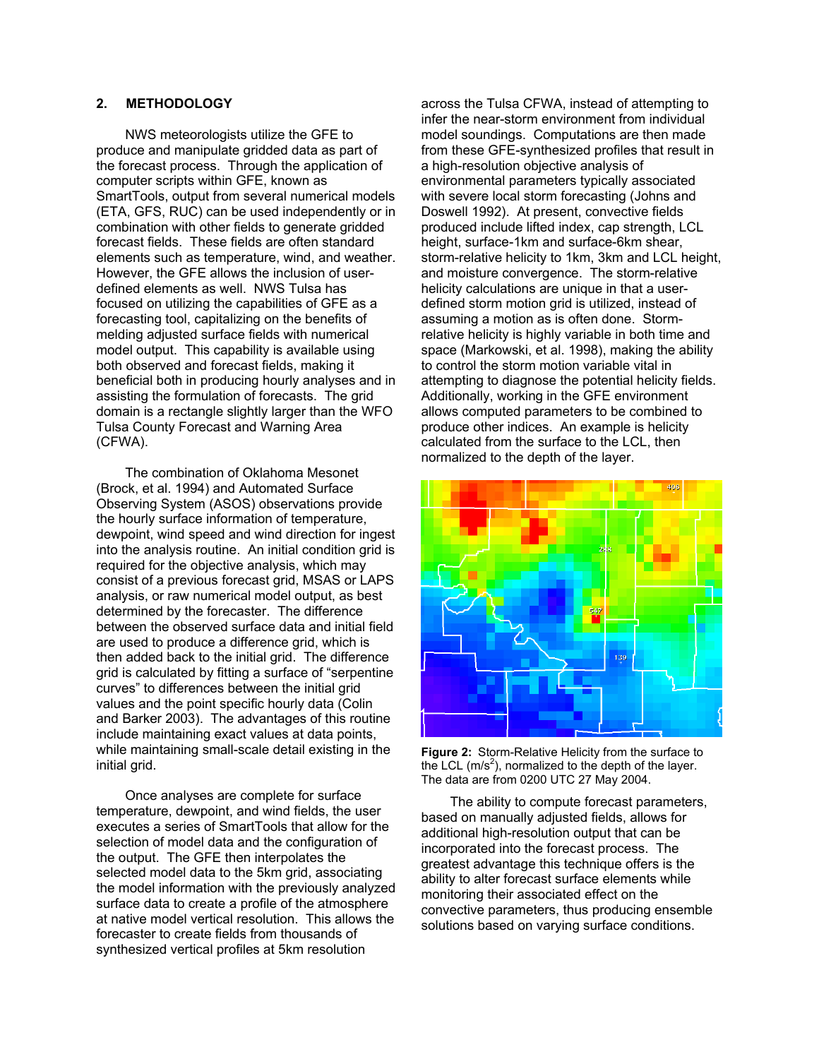## 2. METHODOLOGY

NWS meteorologists utilize the GFE to produce and manipulate gridded data as part of the forecast process. Through the application of computer scripts within GFE, known as SmartTools, output from several numerical models (ETA, GFS, RUC) can be used independently or in combination with other fields to generate gridded forecast fields. These fields are often standard elements such as temperature, wind, and weather. However, the GFE allows the inclusion of user-defined elements as well. NWS Tulsa has focused on utilizing the capabilities of GFE as a forecasting tool, capitalizing on the benefits of melding adjusted surface fields with numerical model output. This capability is available using both observed and forecast fields, making it beneficial both in producing hourly analyses and in assisting the formulation of forecasts. The grid domain is a rectangle slightly larger than the WFO Tulsa County Forecast and Warning Area (CFWA).

The combination of Oklahoma Mesonet (Brock, et al. 1994) and Automated Surface Observing System (ASOS) observations provide the hourly surface information of temperature, dewpoint, wind speed and wind direction for ingest into the analysis routine. An initial condition grid is required for the objective analysis, which may consist of a previous forecast grid, MSAS or LAPS analysis, or raw numerical model output, as best determined by the forecaster. The difference between the observed surface data and initial field are used to produce a difference grid, which is then added back to the initial grid. The difference grid is calculated by fitting a surface of "serpentine curves" to differences between the initial grid values and the point specific hourly data (Colin and Barker 2003). The advantages of this routine include maintaining exact values at data points, while maintaining small-scale detail existing in the initial grid.

Once analyses are complete for surface temperature, dewpoint, and wind fields, the user executes a series of SmartTools that allow for the selection of model data and the configuration of the output. The GFE then interpolates the selected model data to the 5km grid, associating the model information with the previously analyzed surface data to create a profile of the atmosphere at native model vertical resolution. This allows the forecaster to create fields from thousands of synthesized vertical profiles at 5km resolution across the Tulsa CFWA, instead of attempting to infer the near-storm environment from individual model soundings. Computations are then made from these GFE-synthesized profiles that result in a high-resolution objective analysis of environmental parameters typically associated with severe local storm forecasting (Johns and Doswell 1992). At present, convective fields produced include lifted index, cap strength, LCL height, surface-1km and surface-6km shear, storm-relative helicity to 1km, 3km and LCL height, and moisture convergence. The storm-relative helicity calculations are unique in that a user-defined storm motion grid is utilized, instead of assuming a motion as is often done. Storm-relative helicity is highly variable in both time and space (Markowski, et al. 1998), making the ability to control the storm motion variable vital in attempting to diagnose the potential helicity fields. Additionally, working in the GFE environment allows computed parameters to be combined to produce other indices. An example is helicity calculated from the surface to the LCL, then normalized to the depth of the layer.

**Figure 2:** Storm-Relative Helicity from the surface to the LCL ($m/s^2$), normalized to the depth of the layer. The data are from 0200 UTC 27 May 2004.

The ability to compute forecast parameters, based on manually adjusted fields, allows for additional high-resolution output that can be incorporated into the forecast process. The greatest advantage this technique offers is the ability to alter forecast surface elements while monitoring their associated effect on the convective parameters, thus producing ensemble solutions based on varying surface conditions.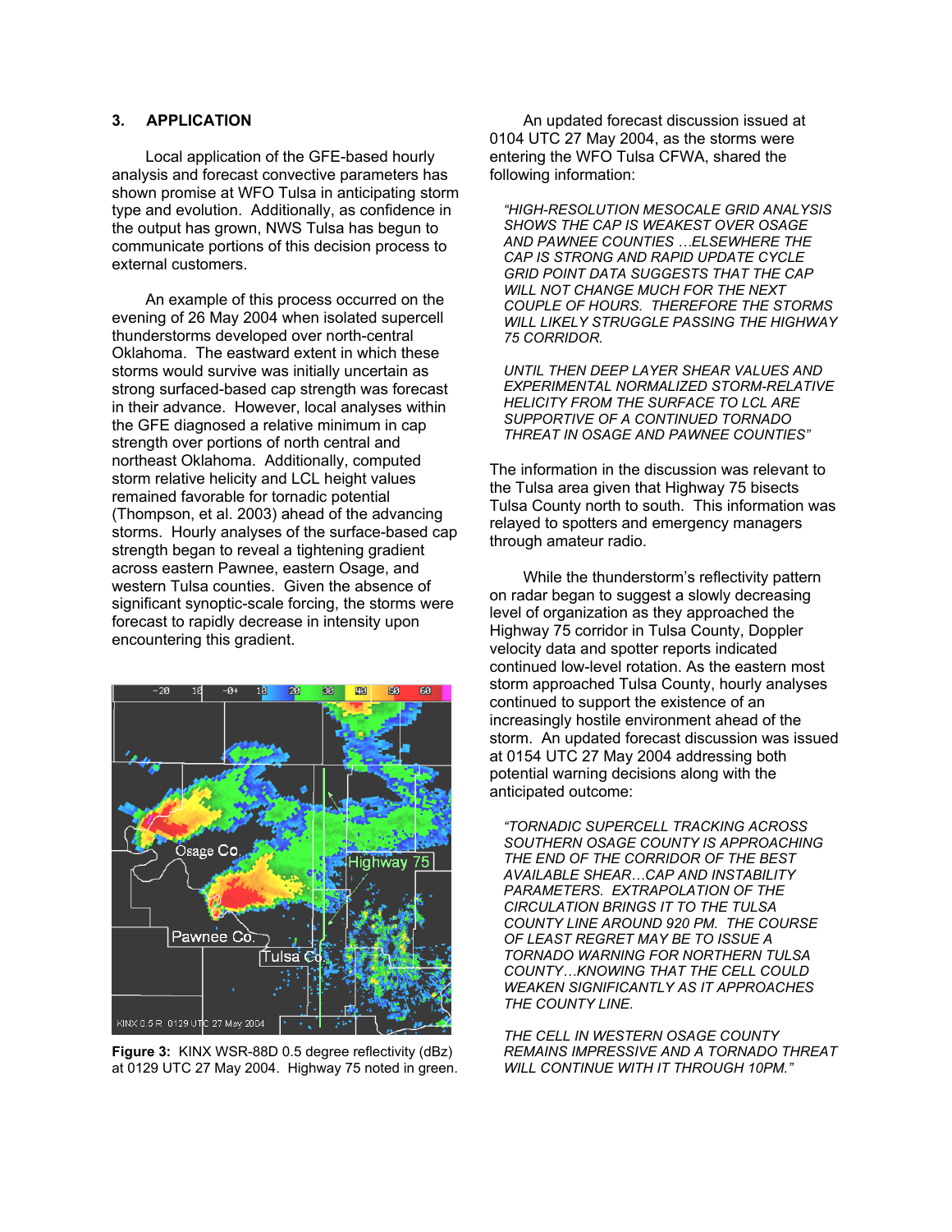## 3. APPLICATION

Local application of the GFE-based hourly analysis and forecast convective parameters has shown promise at WFO Tulsa in anticipating storm type and evolution. Additionally, as confidence in the output has grown, NWS Tulsa has begun to communicate portions of this decision process to external customers.

An example of this process occurred on the evening of 26 May 2004 when isolated supercell thunderstorms developed over north-central Oklahoma. The eastward extent in which these storms would survive was initially uncertain as strong surfaced-based cap strength was forecast in their advance. However, local analyses within the GFE diagnosed a relative minimum in cap strength over portions of north central and northeast Oklahoma. Additionally, computed storm relative helicity and LCL height values remained favorable for tornadic potential (Thompson, et al. 2003) ahead of the advancing storms. Hourly analyses of the surface-based cap strength began to reveal a tightening gradient across eastern Pawnee, eastern Osage, and western Tulsa counties. Given the absence of significant synoptic-scale forcing, the storms were forecast to rapidly decrease in intensity upon encountering this gradient.

**Figure 3:** KINX WSR-88D 0.5 degree reflectivity (dBz) at 0129 UTC 27 May 2004. Highway 75 noted in green.

An updated forecast discussion issued at 0104 UTC 27 May 2004, as the storms were entering the WFO Tulsa CFWA, shared the following information:

> *"HIGH-RESOLUTION MESOCALE GRID ANALYSIS SHOWS THE CAP IS WEAKEST OVER OSAGE AND PAWNEE COUNTIES …ELSEWHERE THE CAP IS STRONG AND RAPID UPDATE CYCLE GRID POINT DATA SUGGESTS THAT THE CAP WILL NOT CHANGE MUCH FOR THE NEXT COUPLE OF HOURS. THEREFORE THE STORMS WILL LIKELY STRUGGLE PASSING THE HIGHWAY 75 CORRIDOR.*
>
> *UNTIL THEN DEEP LAYER SHEAR VALUES AND EXPERIMENTAL NORMALIZED STORM-RELATIVE HELICITY FROM THE SURFACE TO LCL ARE SUPPORTIVE OF A CONTINUED TORNADO THREAT IN OSAGE AND PAWNEE COUNTIES"*

The information in the discussion was relevant to the Tulsa area given that Highway 75 bisects Tulsa County north to south. This information was relayed to spotters and emergency managers through amateur radio.

While the thunderstorm's reflectivity pattern on radar began to suggest a slowly decreasing level of organization as they approached the Highway 75 corridor in Tulsa County, Doppler velocity data and spotter reports indicated continued low-level rotation. As the eastern most storm approached Tulsa County, hourly analyses continued to support the existence of an increasingly hostile environment ahead of the storm. An updated forecast discussion was issued at 0154 UTC 27 May 2004 addressing both potential warning decisions along with the anticipated outcome:

> *"TORNADIC SUPERCELL TRACKING ACROSS SOUTHERN OSAGE COUNTY IS APPROACHING THE END OF THE CORRIDOR OF THE BEST AVAILABLE SHEAR…CAP AND INSTABILITY PARAMETERS. EXTRAPOLATION OF THE CIRCULATION BRINGS IT TO THE TULSA COUNTY LINE AROUND 920 PM. THE COURSE OF LEAST REGRET MAY BE TO ISSUE A TORNADO WARNING FOR NORTHERN TULSA COUNTY…KNOWING THAT THE CELL COULD WEAKEN SIGNIFICANTLY AS IT APPROACHES THE COUNTY LINE.*
>
> *THE CELL IN WESTERN OSAGE COUNTY REMAINS IMPRESSIVE AND A TORNADO THREAT WILL CONTINUE WITH IT THROUGH 10PM."*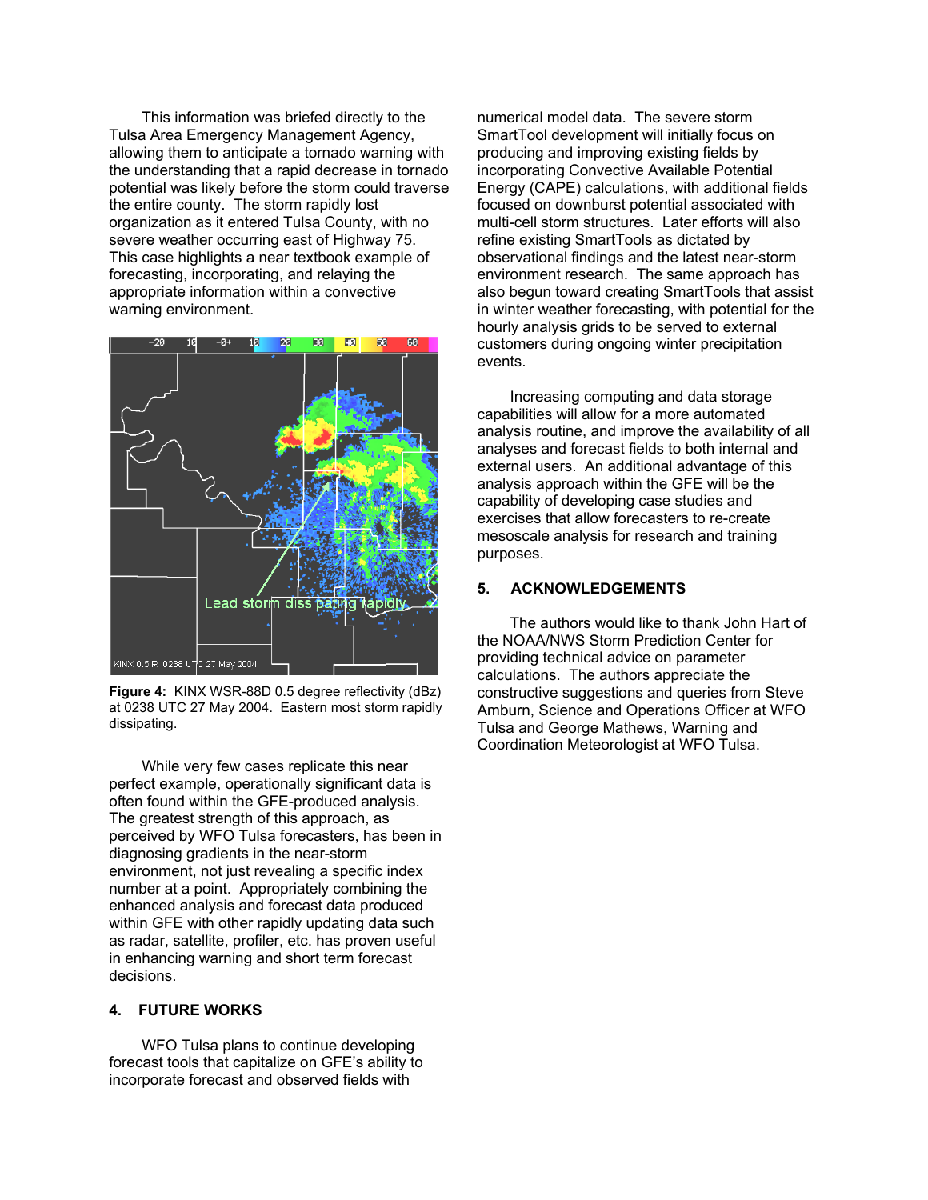This information was briefed directly to the Tulsa Area Emergency Management Agency, allowing them to anticipate a tornado warning with the understanding that a rapid decrease in tornado potential was likely before the storm could traverse the entire county. The storm rapidly lost organization as it entered Tulsa County, with no severe weather occurring east of Highway 75. This case highlights a near textbook example of forecasting, incorporating, and relaying the appropriate information within a convective warning environment.

**Figure 4:** KINX WSR-88D 0.5 degree reflectivity (dBz) at 0238 UTC 27 May 2004. Eastern most storm rapidly dissipating.

While very few cases replicate this near perfect example, operationally significant data is often found within the GFE-produced analysis. The greatest strength of this approach, as perceived by WFO Tulsa forecasters, has been in diagnosing gradients in the near-storm environment, not just revealing a specific index number at a point. Appropriately combining the enhanced analysis and forecast data produced within GFE with other rapidly updating data such as radar, satellite, profiler, etc. has proven useful in enhancing warning and short term forecast decisions.

## 4. FUTURE WORKS

WFO Tulsa plans to continue developing forecast tools that capitalize on GFE's ability to incorporate forecast and observed fields with numerical model data. The severe storm SmartTool development will initially focus on producing and improving existing fields by incorporating Convective Available Potential Energy (CAPE) calculations, with additional fields focused on downburst potential associated with multi-cell storm structures. Later efforts will also refine existing SmartTools as dictated by observational findings and the latest near-storm environment research. The same approach has also begun toward creating SmartTools that assist in winter weather forecasting, with potential for the hourly analysis grids to be served to external customers during ongoing winter precipitation events.

Increasing computing and data storage capabilities will allow for a more automated analysis routine, and improve the availability of all analyses and forecast fields to both internal and external users. An additional advantage of this analysis approach within the GFE will be the capability of developing case studies and exercises that allow forecasters to re-create mesoscale analysis for research and training purposes.

## 5. ACKNOWLEDGEMENTS

The authors would like to thank John Hart of the NOAA/NWS Storm Prediction Center for providing technical advice on parameter calculations. The authors appreciate the constructive suggestions and queries from Steve Amburn, Science and Operations Officer at WFO Tulsa and George Mathews, Warning and Coordination Meteorologist at WFO Tulsa.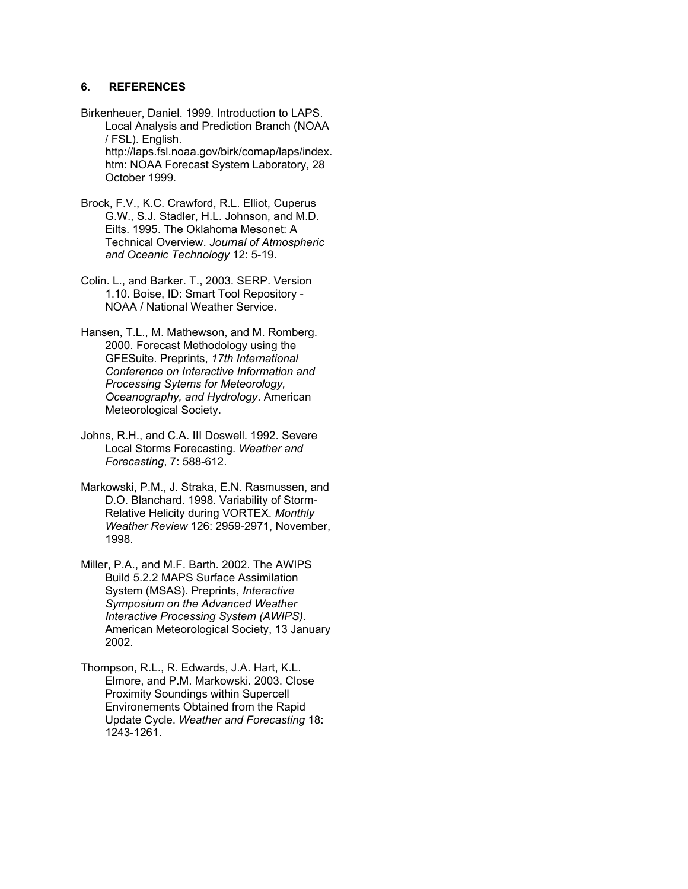## 6. REFERENCES

Birkenheuer, Daniel. 1999. Introduction to LAPS. Local Analysis and Prediction Branch (NOAA / FSL). English. http://laps.fsl.noaa.gov/birk/comap/laps/index.htm: NOAA Forecast System Laboratory, 28 October 1999.

Brock, F.V., K.C. Crawford, R.L. Elliot, Cuperus G.W., S.J. Stadler, H.L. Johnson, and M.D. Eilts. 1995. The Oklahoma Mesonet: A Technical Overview. *Journal of Atmospheric and Oceanic Technology* 12: 5-19.

Colin. L., and Barker. T., 2003. SERP. Version 1.10. Boise, ID: Smart Tool Repository - NOAA / National Weather Service.

Hansen, T.L., M. Mathewson, and M. Romberg. 2000. Forecast Methodology using the GFESuite. Preprints, *17th International Conference on Interactive Information and Processing Sytems for Meteorology, Oceanography, and Hydrology*. American Meteorological Society.

Johns, R.H., and C.A. III Doswell. 1992. Severe Local Storms Forecasting. *Weather and Forecasting*, 7: 588-612.

Markowski, P.M., J. Straka, E.N. Rasmussen, and D.O. Blanchard. 1998. Variability of Storm-Relative Helicity during VORTEX. *Monthly Weather Review* 126: 2959-2971, November, 1998.

Miller, P.A., and M.F. Barth. 2002. The AWIPS Build 5.2.2 MAPS Surface Assimilation System (MSAS). Preprints, *Interactive Symposium on the Advanced Weather Interactive Processing System (AWIPS)*. American Meteorological Society, 13 January 2002.

Thompson, R.L., R. Edwards, J.A. Hart, K.L. Elmore, and P.M. Markowski. 2003. Close Proximity Soundings within Supercell Environements Obtained from the Rapid Update Cycle. *Weather and Forecasting* 18: 1243-1261.